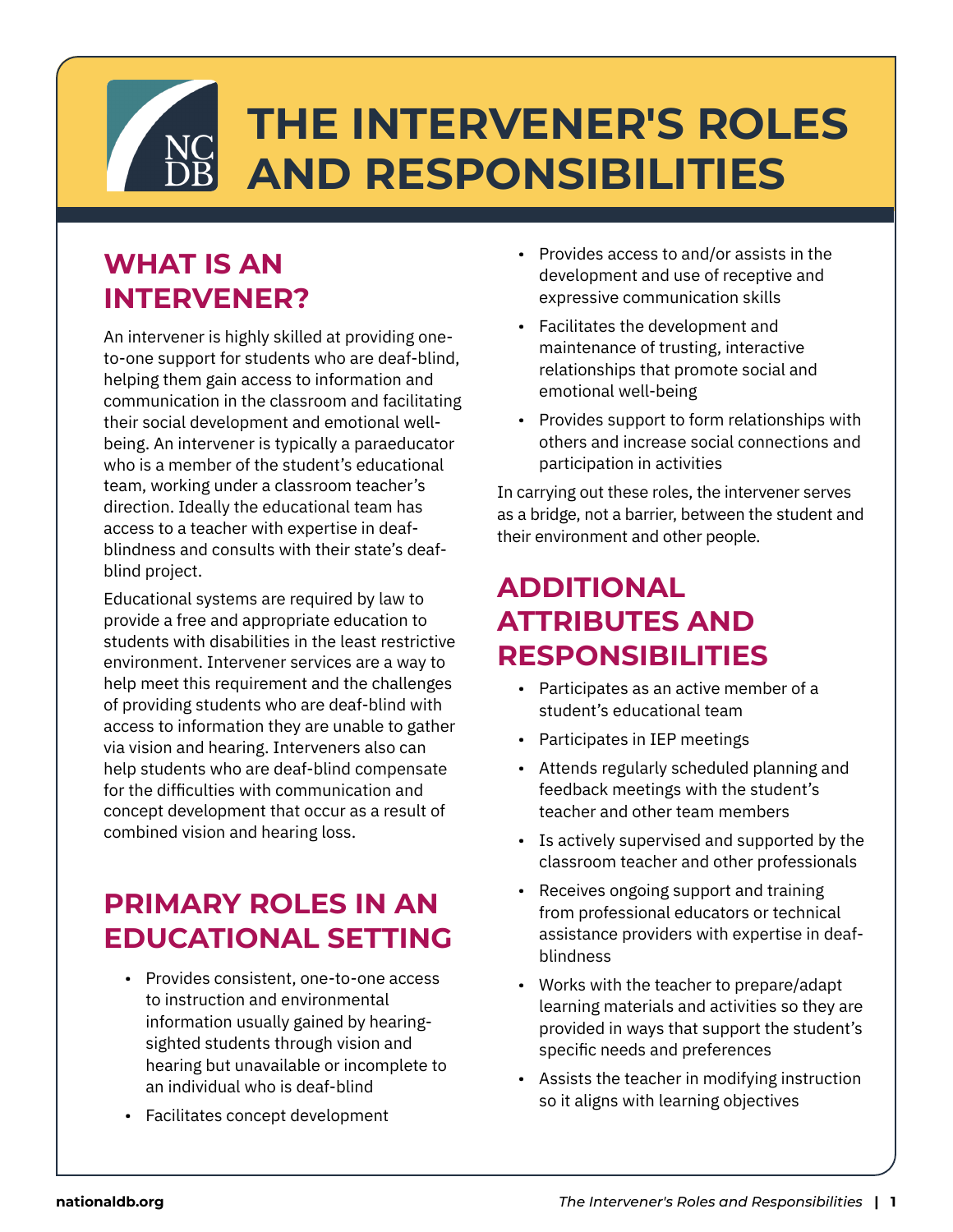# THE INTERVENER'S ROLES AND RESPONSIBILITIES

## WHAT IS AN INTERVENER?

An intervener is highly skilled at providing one-to-one support for students who are deaf-blind, helping them gain access to information and communication in the classroom and facilitating their social development and emotional well-being. An intervener is typically a paraeducator who is a member of the student's educational team, working under a classroom teacher's direction. Ideally the educational team has access to a teacher with expertise in deaf-blindness and consults with their state's deaf-blind project.

Educational systems are required by law to provide a free and appropriate education to students with disabilities in the least restrictive environment. Intervener services are a way to help meet this requirement and the challenges of providing students who are deaf-blind with access to information they are unable to gather via vision and hearing. Interveners also can help students who are deaf-blind compensate for the difficulties with communication and concept development that occur as a result of combined vision and hearing loss.

## PRIMARY ROLES IN AN EDUCATIONAL SETTING

- Provides consistent, one-to-one access to instruction and environmental information usually gained by hearing-sighted students through vision and hearing but unavailable or incomplete to an individual who is deaf-blind
- Facilitates concept development
- Provides access to and/or assists in the development and use of receptive and expressive communication skills
- Facilitates the development and maintenance of trusting, interactive relationships that promote social and emotional well-being
- Provides support to form relationships with others and increase social connections and participation in activities

In carrying out these roles, the intervener serves as a bridge, not a barrier, between the student and their environment and other people.

## ADDITIONAL ATTRIBUTES AND RESPONSIBILITIES

- Participates as an active member of a student's educational team
- Participates in IEP meetings
- Attends regularly scheduled planning and feedback meetings with the student's teacher and other team members
- Is actively supervised and supported by the classroom teacher and other professionals
- Receives ongoing support and training from professional educators or technical assistance providers with expertise in deaf-blindness
- Works with the teacher to prepare/adapt learning materials and activities so they are provided in ways that support the student's specific needs and preferences
- Assists the teacher in modifying instruction so it aligns with learning objectives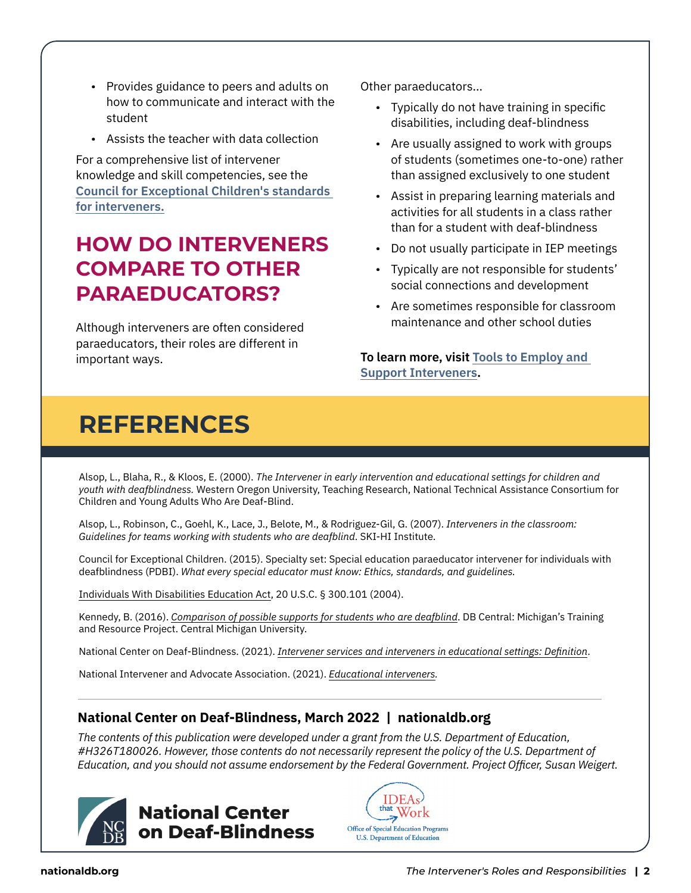- Provides guidance to peers and adults on how to communicate and interact with the student
- Assists the teacher with data collection

For a comprehensive list of intervener knowledge and skill competencies, see the [Council for Exceptional Children's standards for interveners.]()

## HOW DO INTERVENERS COMPARE TO OTHER PARAEDUCATORS?

Although interveners are often considered paraeducators, their roles are different in important ways.

Other paraeducators...

- Typically do not have training in specific disabilities, including deaf-blindness
- Are usually assigned to work with groups of students (sometimes one-to-one) rather than assigned exclusively to one student
- Assist in preparing learning materials and activities for all students in a class rather than for a student with deaf-blindness
- Do not usually participate in IEP meetings
- Typically are not responsible for students' social connections and development
- Are sometimes responsible for classroom maintenance and other school duties

**To learn more, visit Tools to Employ and Support Interveners.**

## REFERENCES

Alsop, L., Blaha, R., & Kloos, E. (2000). *The Intervener in early intervention and educational settings for children and youth with deafblindness.* Western Oregon University, Teaching Research, National Technical Assistance Consortium for Children and Young Adults Who Are Deaf-Blind.

Alsop, L., Robinson, C., Goehl, K., Lace, J., Belote, M., & Rodriguez-Gil, G. (2007). *Interveners in the classroom: Guidelines for teams working with students who are deafblind*. SKI-HI Institute.

Council for Exceptional Children. (2015). Specialty set: Special education paraeducator intervener for individuals with deafblindness (PDBI). *What every special educator must know: Ethics, standards, and guidelines.*

Individuals With Disabilities Education Act, 20 U.S.C. § 300.101 (2004).

Kennedy, B. (2016). *Comparison of possible supports for students who are deafblind*. DB Central: Michigan's Training and Resource Project. Central Michigan University.

National Center on Deaf-Blindness. (2021). *Intervener services and interveners in educational settings: Definition*.

National Intervener and Advocate Association. (2021). *Educational interveners.*

---

**National Center on Deaf-Blindness, March 2022 | nationaldb.org**

*The contents of this publication were developed under a grant from the U.S. Department of Education, #H326T180026. However, those contents do not necessarily represent the policy of the U.S. Department of Education, and you should not assume endorsement by the Federal Government. Project Officer, Susan Weigert.*

National Center on Deaf-Blindness

IDEAs that Work
Office of Special Education Programs
U.S. Department of Education